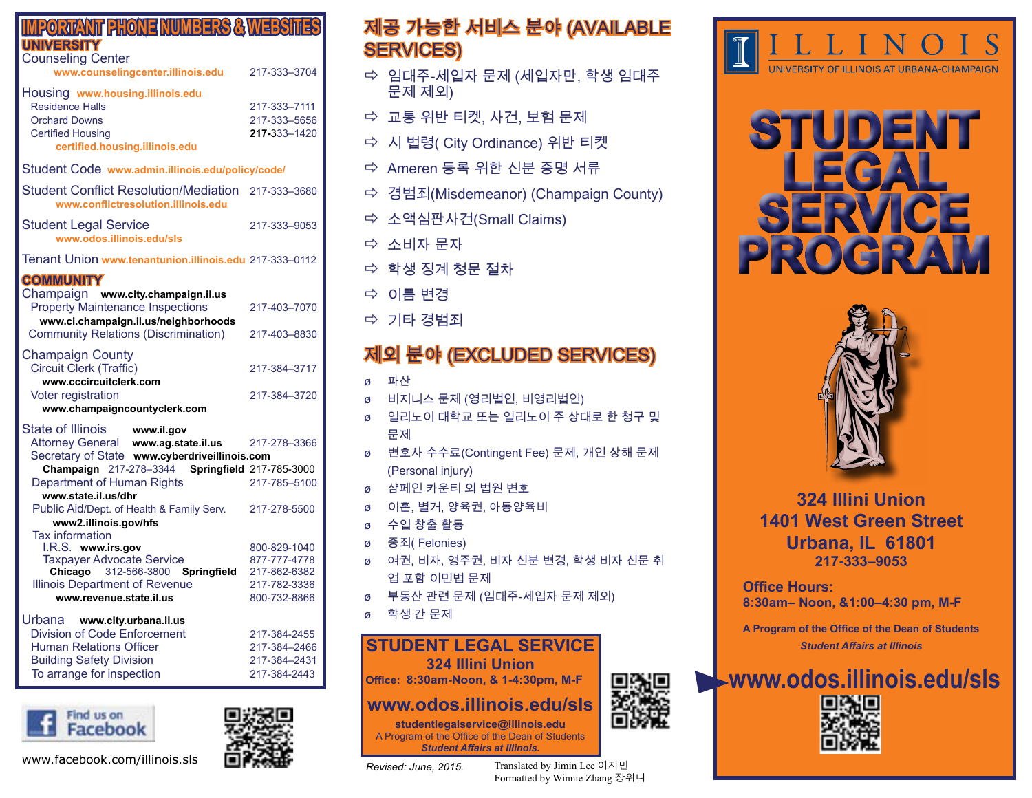# IMPORTANT PHONE NUMBERS & WEBSITES

## UNIVERSITY

Counseling Center
www.counselingcenter.illinois.edu — 217-333–3704

Housing www.housing.illinois.edu
- Residence Halls — 217-333–7111
- Orchard Downs — 217-333–5656
- Certified Housing — **217-333**–1420
  certified.housing.illinois.edu

Student Code www.admin.illinois.edu/policy/code/

Student Conflict Resolution/Mediation — 217-333–3680
www.conflictresolution.illinois.edu

Student Legal Service — 217-333–9053
www.odos.illinois.edu/sls

Tenant Union www.tenantunion.illinois.edu 217-333–0112

## COMMUNITY

Champaign **www.city.champaign.il.us**
- Property Maintenance Inspections — 217-403–7070
  **www.ci.champaign.il.us/neighborhoods**
- Community Relations (Discrimination) — 217-403–8830

Champaign County
- Circuit Clerk (Traffic) — 217-384–3717
  **www.cccircuitclerk.com**
- Voter registration — 217-384–3720
  **www.champaigncountyclerk.com**

State of Illinois **www.il.gov**
- Attorney General **www.ag.state.il.us** — 217-278–3366
- Secretary of State **www.cyberdriveillinois.com**
  **Champaign** 217-278–3344 **Springfield** 217-785-3000
- Department of Human Rights — 217-785–5100
  **www.state.il.us/dhr**
- Public Aid/Dept. of Health & Family Serv. — 217-278-5500
  **www2.illinois.gov/hfs**
- Tax information
  - I.R.S. **www.irs.gov** — 800-829-1040
  - Taxpayer Advocate Service — 877-777-4778
    **Chicago** 312-566-3800 **Springfield** 217-862-6382
  - Illinois Department of Revenue — 217-782-3336
    **www.revenue.state.il.us** — 800-732-8866

Urbana **www.city.urbana.il.us**
- Division of Code Enforcement — 217-384-2455
- Human Relations Officer — 217-384–2466
- Building Safety Division — 217-384–2431
- To arrange for inspection — 217-384-2443

Find us on Facebook

www.facebook.com/illinois.sls

# 제공 가능한 서비스 분야 (AVAILABLE SERVICES)

- ⇨ 임대주-세입자 문제 (세입자만, 학생 임대주 문제 제외)
- ⇨ 교통 위반 티켓, 사건, 보험 문제
- ⇨ 시 법령( City Ordinance) 위반 티켓
- ⇨ Ameren 등록 위한 신분 증명 서류
- ⇨ 경범죄(Misdemeanor) (Champaign County)
- ⇨ 소액심판사건(Small Claims)
- ⇨ 소비자 문자
- ⇨ 학생 징계 청문 절차
- ⇨ 이름 변경
- ⇨ 기타 경범죄

# 제외 분야 (EXCLUDED SERVICES)

- ø 파산
- ø 비지니스 문제 (영리법인, 비영리법인)
- ø 일리노이 대학교 또는 일리노이 주 상대로 한 청구 및 문제
- ø 변호사 수수료(Contingent Fee) 문제, 개인 상해 문제 (Personal injury)
- ø 샴페인 카운티 외 법원 변호
- ø 이혼, 별거, 양육권, 아동양육비
- ø 수입 창출 활동
- ø 중죄( Felonies)
- ø 여권, 비자, 영주권, 비자 신분 변경, 학생 비자 신문 취업 포함 이민법 문제
- ø 부동산 관련 문제 (임대주-세입자 문제 제외)
- ø 학생 간 문제

**STUDENT LEGAL SERVICE**
**324 Illini Union**
**Office: 8:30am-Noon, & 1-4:30pm, M-F**
**www.odos.illinois.edu/sls**
**studentlegalservice@illinois.edu**
A Program of the Office of the Dean of Students
***Student Affairs at Illinois.***

*Revised: June, 2015.*

Translated by Jimin Lee 이지민
Formatted by Winnie Zhang 장위니

ILLINOIS
UNIVERSITY OF ILLINOIS AT URBANA-CHAMPAIGN

# STUDENT LEGAL SERVICE PROGRAM

**324 Illini Union**
**1401 West Green Street**
**Urbana, IL 61801**
**217-333–9053**

**Office Hours:**
**8:30am– Noon, &1:00–4:30 pm, M-F**

**A Program of the Office of the Dean of Students**
***Student Affairs at Illinois***

**www.odos.illinois.edu/sls**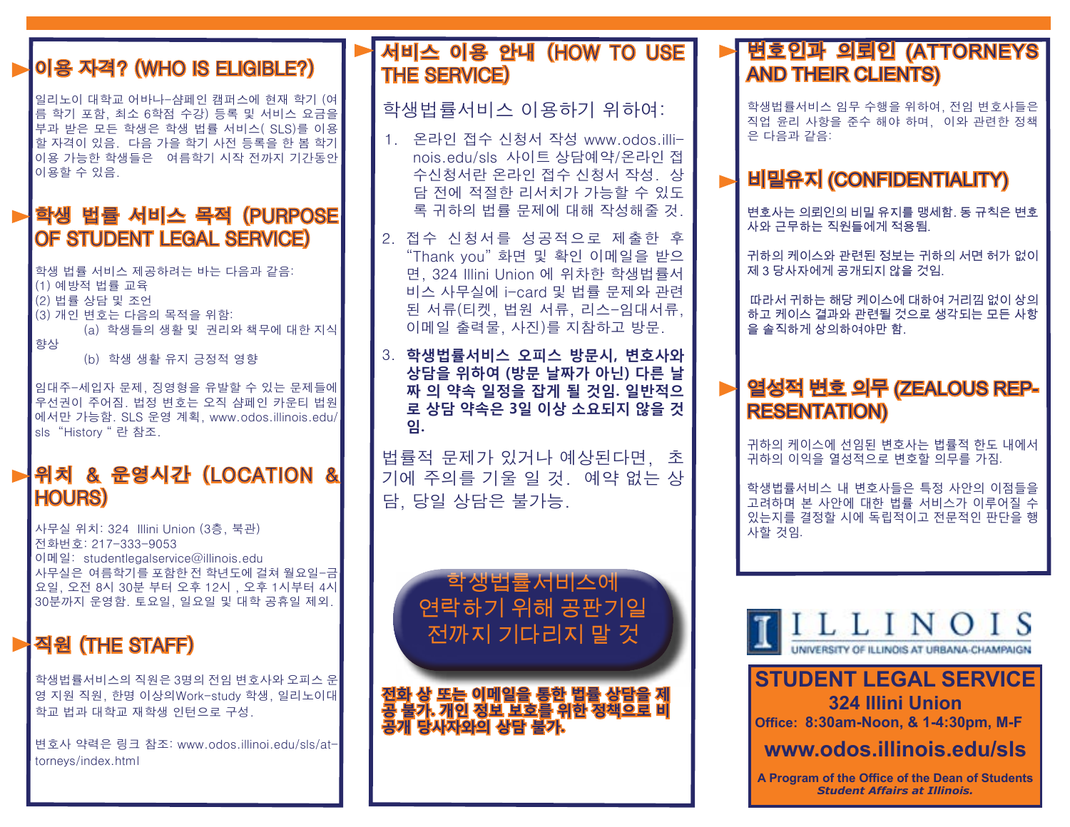## 이용 자격? (WHO IS ELIGIBLE?)

일리노이 대학교 어바나-샴페인 캠퍼스에 현재 학기 (여름 학기 포함, 최소 6학점 수강) 등록 및 서비스 요금을 부과 받은 모든 학생은 학생 법률 서비스( SLS)를 이용할 자격이 있음. 다음 가을 학기 사전 등록을 한 봄 학기 이용 가능한 학생들은 여름학기 시작 전까지 기간동안 이용할 수 있음.

## 학생 법률 서비스 목적 (PURPOSE OF STUDENT LEGAL SERVICE)

학생 법률 서비스 제공하려는 바는 다음과 같음:
(1) 예방적 법률 교육
(2) 법률 상담 및 조언
(3) 개인 변호는 다음의 목적을 위함:
 (a) 학생들의 생활 및 권리와 책무에 대한 지식 향상
 (b) 학생 생활 유지 긍정적 영향

임대주-세입자 문제, 징영형을 유발할 수 있는 문제들에 우선권이 주어짐. 법정 변호는 오직 샴페인 카운티 법원에서만 가능함. SLS 운영 계획, www.odos.illinois.edu/sls "History " 란 참조.

## 위치 & 운영시간 (LOCATION & HOURS)

사무실 위치: 324 Illini Union (3층, 북관)
전화번호: 217-333-9053
이메일: studentlegalservice@illinois.edu
사무실은 여름학기를 포함한 전 학년도에 걸쳐 월요일-금요일, 오전 8시 30분 부터 오후 12시 , 오후 1시부터 4시 30분까지 운영함. 토요일, 일요일 및 대학 공휴일 제외.

## 직원 (THE STAFF)

학생법률서비스의 직원은 3명의 전임 변호사와 오피스 운영 지원 직원, 한명 이상의Work-study 학생, 일리노이대학교 법과 대학교 재학생 인턴으로 구성.

변호사 약력은 링크 참조: www.odos.illinoi.edu/sls/attorneys/index.html

## 서비스 이용 안내 (HOW TO USE THE SERVICE)

학생법률서비스 이용하기 위하여:

1. 온라인 접수 신청서 작성 www.odos.illinois.edu/sls 사이트 상담예약/온라인 접수신청서란 온라인 접수 신청서 작성. 상담 전에 적절한 리서치가 가능할 수 있도록 귀하의 법률 문제에 대해 작성해줄 것.
2. 접수 신청서를 성공적으로 제출한 후 "Thank you" 화면 및 확인 이메일을 받으면, 324 Illini Union 에 위치한 학생법률서비스 사무실에 i-card 및 법률 문제와 관련된 서류(티켓, 법원 서류, 리스-임대서류, 이메일 출력물, 사진)를 지참하고 방문.
3. **학생법률서비스 오피스 방문시, 변호사와 상담을 위하여 (방문 날짜가 아닌) 다른 날짜 의 약속 일정을 잡게 될 것임. 일반적으로 상담 약속은 3일 이상 소요되지 않을 것임.**

법률적 문제가 있거나 예상된다면, 초기에 주의를 기울 일 것. 예약 없는 상담, 당일 상담은 불가능.

**학생법률서비스에 연락하기 위해 공판기일 전까지 기다리지 말 것**

**전화 상 또는 이메일을 통한 법률 상담을 제공 불가. 개인 정보 보호를 위한 정책으로 비공개 당사자와의 상담 불가.**

## 변호인과 의뢰인 (ATTORNEYS AND THEIR CLIENTS)

학생법률서비스 임무 수행을 위하여, 전임 변호사들은 직업 윤리 사항을 준수 해야 하며, 이와 관련한 정책은 다음과 같음:

## 비밀유지 (CONFIDENTIALITY)

변호사는 의뢰인의 비밀 유지를 맹세함. 동 규칙은 변호사와 근무하는 직원들에게 적용됨.

귀하의 케이스와 관련된 정보는 귀하의 서면 허가 없이 제 3 당사자에게 공개되지 않을 것임.

따라서 귀하는 해당 케이스에 대하여 거리낌 없이 상의하고 케이스 결과와 관련될 것으로 생각되는 모든 사항을 솔직하게 상의하여야만 함.

## 열성적 변호 의무 (ZEALOUS REPRESENTATION)

귀하의 케이스에 선임된 변호사는 법률적 한도 내에서 귀하의 이익을 열성적으로 변호할 의무를 가짐.

학생법률서비스 내 변호사들은 특정 사안의 이점들을 고려하며 본 사안에 대한 법률 서비스가 이루어질 수 있는지를 결정할 시에 독립적이고 전문적인 판단을 행사할 것임.

ILLINOIS
UNIVERSITY OF ILLINOIS AT URBANA-CHAMPAIGN

**STUDENT LEGAL SERVICE**
**324 Illini Union**
**Office: 8:30am-Noon, & 1-4:30pm, M-F**
**www.odos.illinois.edu/sls**
**A Program of the Office of the Dean of Students**
***Student Affairs at Illinois.***